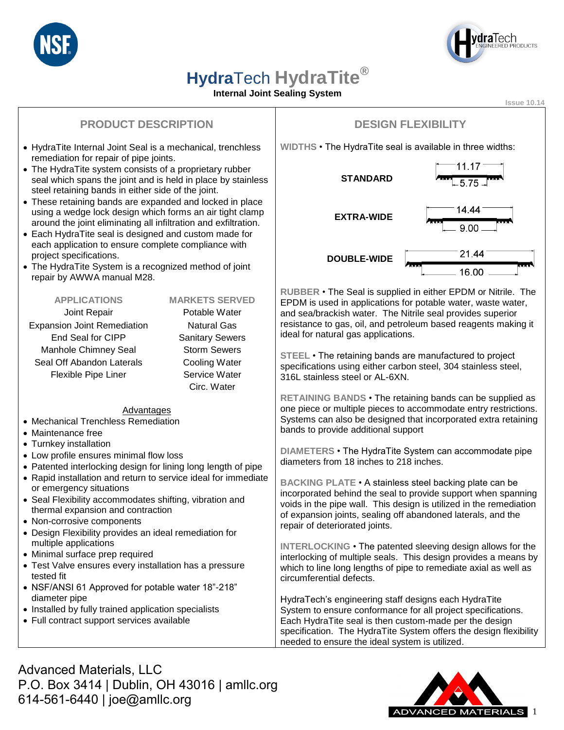# HydraTech HydraTite®

**Internal Joint Sealing System**

Issue 10.14

## PRODUCT DESCRIPTION

- HydraTite Internal Joint Seal is a mechanical, trenchless remediation for repair of pipe joints.
- The HydraTite system consists of a proprietary rubber seal which spans the joint and is held in place by stainless steel retaining bands in either side of the joint.
- These retaining bands are expanded and locked in place using a wedge lock design which forms an air tight clamp around the joint eliminating all infiltration and exfiltration.
- Each HydraTite seal is designed and custom made for each application to ensure complete compliance with project specifications.
- The HydraTite System is a recognized method of joint repair by AWWA manual M28.

| APPLICATIONS | MARKETS SERVED |
|---|---|
| Joint Repair | Potable Water |
| Expansion Joint Remediation | Natural Gas |
| End Seal for CIPP | Sanitary Sewers |
| Manhole Chimney Seal | Storm Sewers |
| Seal Off Abandon Laterals | Cooling Water |
| Flexible Pipe Liner | Service Water |
| | Circ. Water |

### Advantages

- Mechanical Trenchless Remediation
- Maintenance free
- Turnkey installation
- Low profile ensures minimal flow loss
- Patented interlocking design for lining long length of pipe
- Rapid installation and return to service ideal for immediate or emergency situations
- Seal Flexibility accommodates shifting, vibration and thermal expansion and contraction
- Non-corrosive components
- Design Flexibility provides an ideal remediation for multiple applications
- Minimal surface prep required
- Test Valve ensures every installation has a pressure tested fit
- NSF/ANSI 61 Approved for potable water 18"-218" diameter pipe
- Installed by fully trained application specialists
- Full contract support services available

## DESIGN FLEXIBILITY

**WIDTHS** • The HydraTite seal is available in three widths:

| | Overall | Inner |
|---|---|---|
| **STANDARD** | 11.17 | 5.75 |
| **EXTRA-WIDE** | 14.44 | 9.00 |
| **DOUBLE-WIDE** | 21.44 | 16.00 |

**RUBBER** • The Seal is supplied in either EPDM or Nitrile. The EPDM is used in applications for potable water, waste water, and sea/brackish water. The Nitrile seal provides superior resistance to gas, oil, and petroleum based reagents making it ideal for natural gas applications.

**STEEL** • The retaining bands are manufactured to project specifications using either carbon steel, 304 stainless steel, 316L stainless steel or AL-6XN.

**RETAINING BANDS** • The retaining bands can be supplied as one piece or multiple pieces to accommodate entry restrictions. Systems can also be designed that incorporated extra retaining bands to provide additional support

**DIAMETERS** • The HydraTite System can accommodate pipe diameters from 18 inches to 218 inches.

**BACKING PLATE** • A stainless steel backing plate can be incorporated behind the seal to provide support when spanning voids in the pipe wall. This design is utilized in the remediation of expansion joints, sealing off abandoned laterals, and the repair of deteriorated joints.

**INTERLOCKING** • The patented sleeving design allows for the interlocking of multiple seals. This design provides a means by which to line long lengths of pipe to remediate axial as well as circumferential defects.

HydraTech's engineering staff designs each HydraTite System to ensure conformance for all project specifications. Each HydraTite seal is then custom-made per the design specification. The HydraTite System offers the design flexibility needed to ensure the ideal system is utilized.

Advanced Materials, LLC
P.O. Box 3414 | Dublin, OH 43016 | amllc.org
614-561-6440 | joe@amllc.org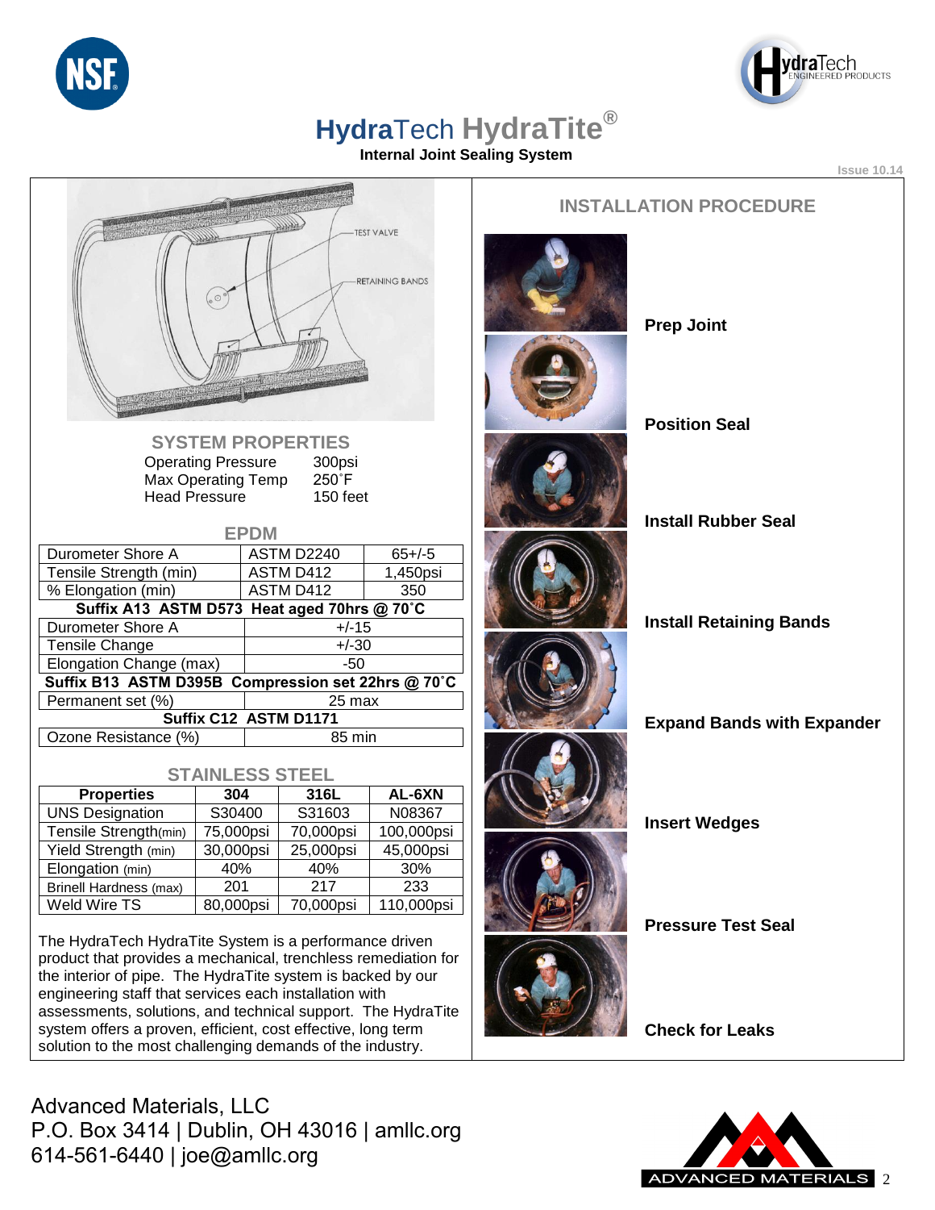# HydraTech HydraTite®

**Internal Joint Sealing System**

Issue 10.14

TEST VALVE

RETAINING BANDS

## SYSTEM PROPERTIES

| | |
|---|---|
| Operating Pressure | 300psi |
| Max Operating Temp | 250˚F |
| Head Pressure | 150 feet |

## EPDM

| | | |
|---|---|---|
| Durometer Shore A | ASTM D2240 | 65+/-5 |
| Tensile Strength (min) | ASTM D412 | 1,450psi |
| % Elongation (min) | ASTM D412 | 350 |
| **Suffix A13 ASTM D573 Heat aged 70hrs @ 70˚C** | | |
| Durometer Shore A | +/-15 | |
| Tensile Change | +/-30 | |
| Elongation Change (max) | -50 | |
| **Suffix B13 ASTM D395B Compression set 22hrs @ 70˚C** | | |
| Permanent set (%) | 25 max | |
| **Suffix C12 ASTM D1171** | | |
| Ozone Resistance (%) | 85 min | |

## STAINLESS STEEL

| Properties | 304 | 316L | AL-6XN |
|---|---|---|---|
| UNS Designation | S30400 | S31603 | N08367 |
| Tensile Strength(min) | 75,000psi | 70,000psi | 100,000psi |
| Yield Strength (min) | 30,000psi | 25,000psi | 45,000psi |
| Elongation (min) | 40% | 40% | 30% |
| Brinell Hardness (max) | 201 | 217 | 233 |
| Weld Wire TS | 80,000psi | 70,000psi | 110,000psi |

The HydraTech HydraTite System is a performance driven product that provides a mechanical, trenchless remediation for the interior of pipe. The HydraTite system is backed by our engineering staff that services each installation with assessments, solutions, and technical support. The HydraTite system offers a proven, efficient, cost effective, long term solution to the most challenging demands of the industry.

## INSTALLATION PROCEDURE

**Prep Joint**

**Position Seal**

**Install Rubber Seal**

**Install Retaining Bands**

**Expand Bands with Expander**

**Insert Wedges**

**Pressure Test Seal**

**Check for Leaks**

Advanced Materials, LLC
P.O. Box 3414 | Dublin, OH 43016 | amllc.org
614-561-6440 | joe@amllc.org

ADVANCED MATERIALS